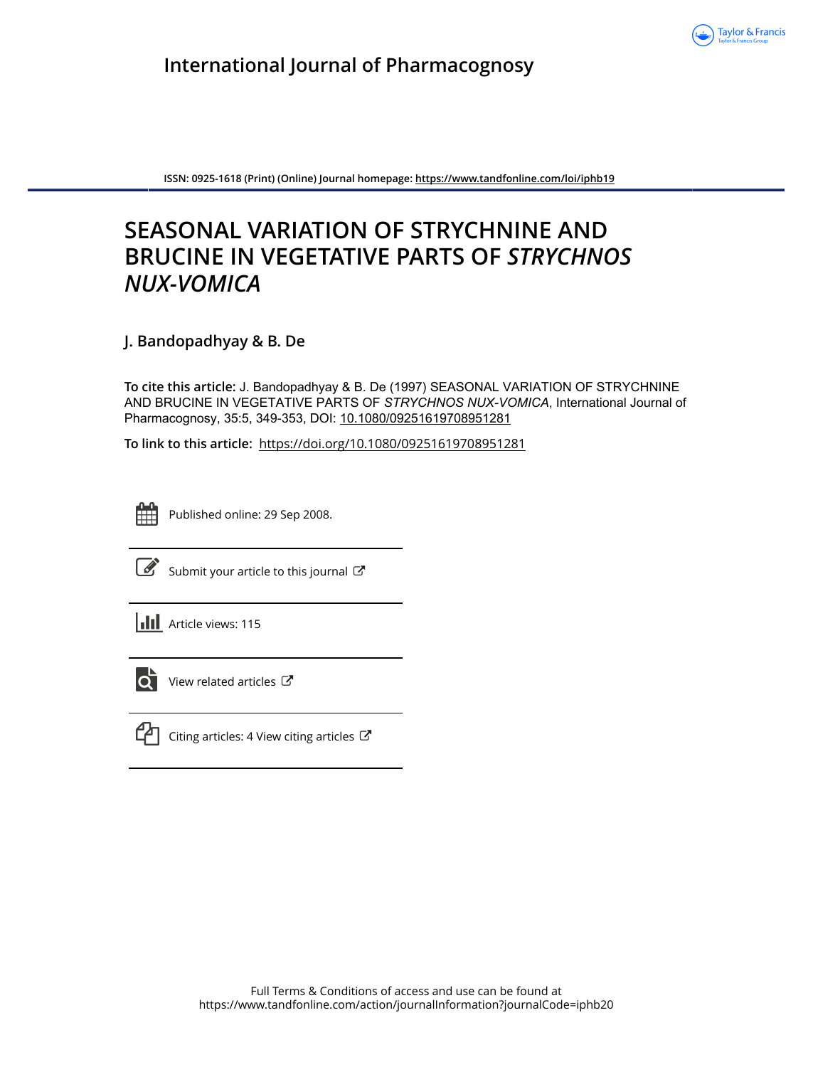International Journal of Pharmacognosy

ISSN: 0925-1618 (Print) (Online) Journal homepage: https://www.tandfonline.com/loi/iphb19

# SEASONAL VARIATION OF STRYCHNINE AND BRUCINE IN VEGETATIVE PARTS OF *STRYCHNOS NUX-VOMICA*

**J. Bandopadhyay & B. De**

**To cite this article:** J. Bandopadhyay & B. De (1997) SEASONAL VARIATION OF STRYCHNINE AND BRUCINE IN VEGETATIVE PARTS OF *STRYCHNOS NUX-VOMICA*, International Journal of Pharmacognosy, 35:5, 349-353, DOI: 10.1080/09251619708951281

**To link to this article:** https://doi.org/10.1080/09251619708951281

Published online: 29 Sep 2008.

Submit your article to this journal

Article views: 115

View related articles

Citing articles: 4 View citing articles

Full Terms & Conditions of access and use can be found at https://www.tandfonline.com/action/journalInformation?journalCode=iphb20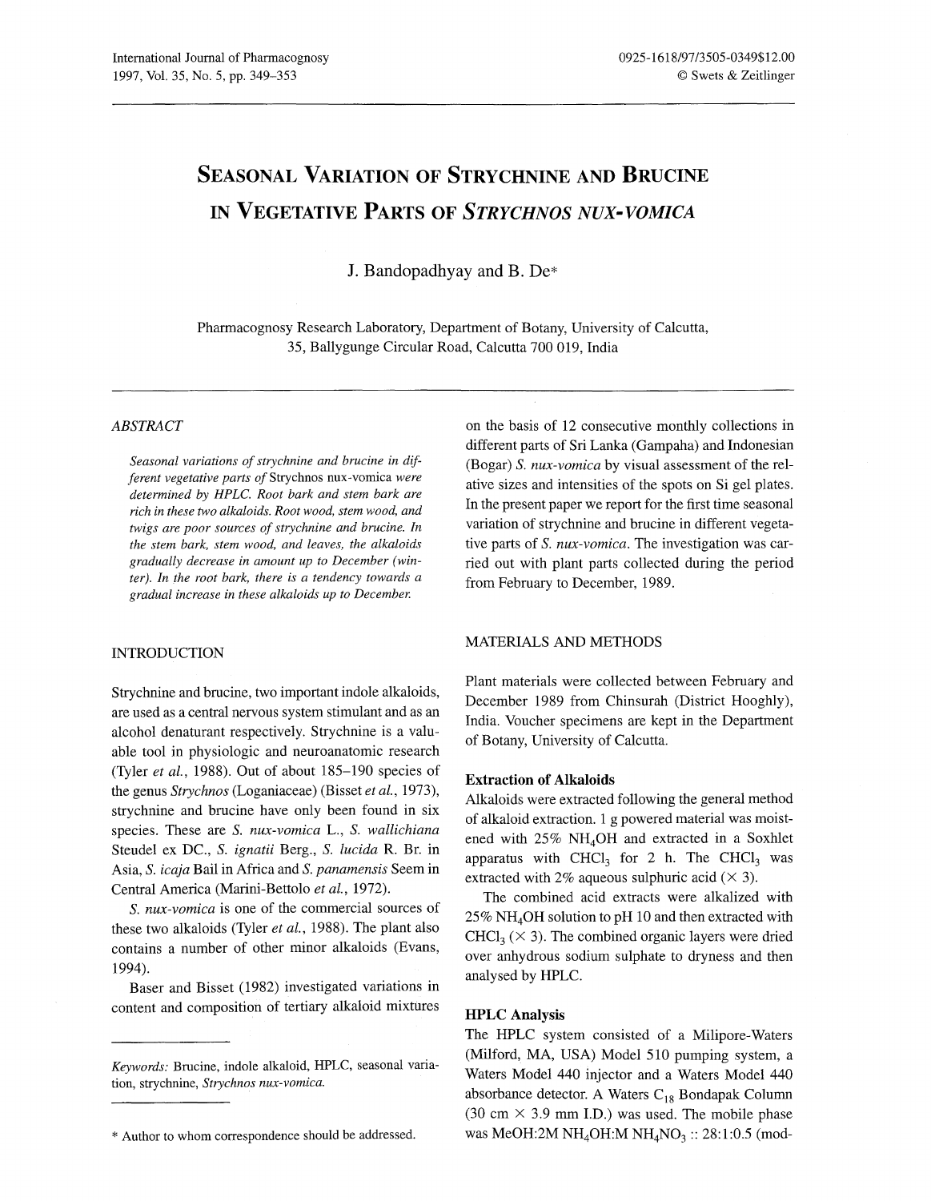# Seasonal Variation of Strychnine and Brucine in Vegetative Parts of *Strychnos nux-vomica*

J. Bandopadhyay and B. De*

Pharmacognosy Research Laboratory, Department of Botany, University of Calcutta, 35, Ballygunge Circular Road, Calcutta 700 019, India

## ABSTRACT

*Seasonal variations of strychnine and brucine in different vegetative parts of* Strychnos nux-vomica *were determined by HPLC. Root bark and stem bark are rich in these two alkaloids. Root wood, stem wood, and twigs are poor sources of strychnine and brucine. In the stem bark, stem wood, and leaves, the alkaloids gradually decrease in amount up to December (winter). In the root bark, there is a tendency towards a gradual increase in these alkaloids up to December.*

*Keywords:* Brucine, indole alkaloid, HPLC, seasonal variation, strychnine, *Strychnos nux-vomica*.

\* Author to whom correspondence should be addressed.

## INTRODUCTION

Strychnine and brucine, two important indole alkaloids, are used as a central nervous system stimulant and as an alcohol denaturant respectively. Strychnine is a valuable tool in physiologic and neuroanatomic research (Tyler *et al.*, 1988). Out of about 185–190 species of the genus *Strychnos* (Loganiaceae) (Bisset *et al.*, 1973), strychnine and brucine have only been found in six species. These are *S. nux-vomica* L., *S. wallichiana* Steudel ex DC., *S. ignatii* Berg., *S. lucida* R. Br. in Asia, *S. icaja* Bail in Africa and *S. panamensis* Seem in Central America (Marini-Bettolo *et al.*, 1972).

*S. nux-vomica* is one of the commercial sources of these two alkaloids (Tyler *et al.*, 1988). The plant also contains a number of other minor alkaloids (Evans, 1994).

Baser and Bisset (1982) investigated variations in content and composition of tertiary alkaloid mixtures on the basis of 12 consecutive monthly collections in different parts of Sri Lanka (Gampaha) and Indonesian (Bogar) *S. nux-vomica* by visual assessment of the relative sizes and intensities of the spots on Si gel plates. In the present paper we report for the first time seasonal variation of strychnine and brucine in different vegetative parts of *S. nux-vomica*. The investigation was carried out with plant parts collected during the period from February to December, 1989.

## MATERIALS AND METHODS

Plant materials were collected between February and December 1989 from Chinsurah (District Hooghly), India. Voucher specimens are kept in the Department of Botany, University of Calcutta.

### Extraction of Alkaloids

Alkaloids were extracted following the general method of alkaloid extraction. 1 g powered material was moistened with 25% $NH_4OH$ and extracted in a Soxhlet apparatus with $CHCl_3$ for 2 h. The $CHCl_3$ was extracted with 2% aqueous sulphuric acid (× 3).

The combined acid extracts were alkalized with 25% $NH_4OH$ solution to pH 10 and then extracted with $CHCl_3$ (× 3). The combined organic layers were dried over anhydrous sodium sulphate to dryness and then analysed by HPLC.

### HPLC Analysis

The HPLC system consisted of a Milipore-Waters (Milford, MA, USA) Model 510 pumping system, a Waters Model 440 injector and a Waters Model 440 absorbance detector. A Waters $C_{18}$ Bondapak Column (30 cm × 3.9 mm I.D.) was used. The mobile phase was MeOH:2M $NH_4OH$:M $NH_4NO_3$ :: 28:1:0.5 (mod-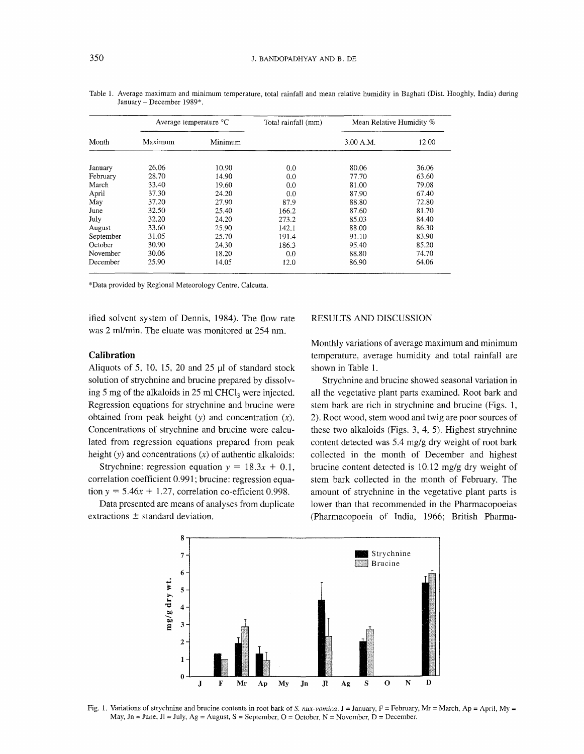Table 1. Average maximum and minimum temperature, total rainfall and mean relative humidity in Baghati (Dist. Hooghly, India) during January – December 1989*.

| Month | Average temperature °C | | Total rainfall (mm) | Mean Relative Humidity % | |
|---|---|---|---|---|---|
| | Maximum | Minimum | | 3.00 A.M. | 12.00 |
| January | 26.06 | 10.90 | 0.0 | 80.06 | 36.06 |
| February | 28.70 | 14.90 | 0.0 | 77.70 | 63.60 |
| March | 33.40 | 19.60 | 0.0 | 81.00 | 79.08 |
| April | 37.30 | 24.20 | 0.0 | 87.90 | 67.40 |
| May | 37.20 | 27.90 | 87.9 | 88.80 | 72.80 |
| June | 32.50 | 25.40 | 166.2 | 87.60 | 81.70 |
| July | 32.20 | 24.20 | 273.2 | 85.03 | 84.40 |
| August | 33.60 | 25.90 | 142.1 | 88.00 | 86.30 |
| September | 31.05 | 25.70 | 191.4 | 91.10 | 83.90 |
| October | 30.90 | 24.30 | 186.3 | 95.40 | 85.20 |
| November | 30.06 | 18.20 | 0.0 | 88.80 | 74.70 |
| December | 25.90 | 14.05 | 12.0 | 86.90 | 64.06 |

*Data provided by Regional Meteorology Centre, Calcutta.

ified solvent system of Dennis, 1984). The flow rate was 2 ml/min. The eluate was monitored at 254 nm.

### Calibration

Aliquots of 5, 10, 15, 20 and 25 µl of standard stock solution of strychnine and brucine prepared by dissolving 5 mg of the alkaloids in 25 ml $CHCl_3$ were injected. Regression equations for strychnine and brucine were obtained from peak height ($y$) and concentration ($x$). Concentrations of strychnine and brucine were calculated from regression equations prepared from peak height ($y$) and concentrations ($x$) of authentic alkaloids:

Strychnine: regression equation $y = 18.3x + 0.1$, correlation coefficient 0.991; brucine: regression equation $y = 5.46x + 1.27$, correlation co-efficient 0.998.

Data presented are means of analyses from duplicate extractions ± standard deviation.

## RESULTS AND DISCUSSION

Monthly variations of average maximum and minimum temperature, average humidity and total rainfall are shown in Table 1.

Strychnine and brucine showed seasonal variation in all the vegetative plant parts examined. Root bark and stem bark are rich in strychnine and brucine (Figs. 1, 2). Root wood, stem wood and twig are poor sources of these two alkaloids (Figs. 3, 4, 5). Highest strychnine content detected was 5.4 mg/g dry weight of root bark collected in the month of December and highest brucine content detected is 10.12 mg/g dry weight of stem bark collected in the month of February. The amount of strychnine in the vegetative plant parts is lower than that recommended in the Pharmacopoeias (Pharmacopoeia of India, 1966; British Pharma-

Fig. 1. Variations of strychnine and brucine contents in root bark of *S. nux-vomica*. J = January, F = February, Mr = March, Ap = April, My = May, Jn = June, Jl = July, Ag = August, S = September, O = October, N = November, D = December.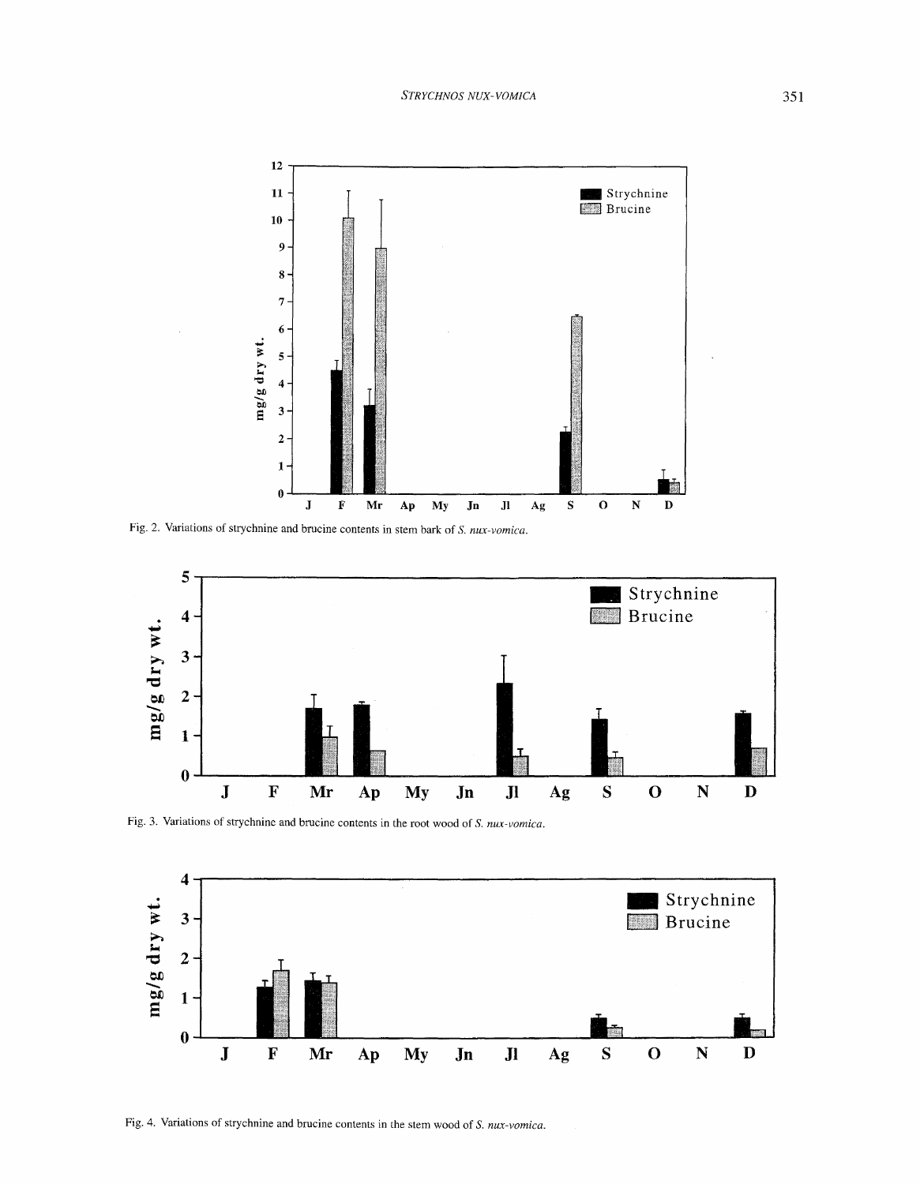Fig. 2. Variations of strychnine and brucine contents in stem bark of *S. nux-vomica*.

Fig. 3. Variations of strychnine and brucine contents in the root wood of *S. nux-vomica*.

Fig. 4. Variations of strychnine and brucine contents in the stem wood of *S. nux-vomica*.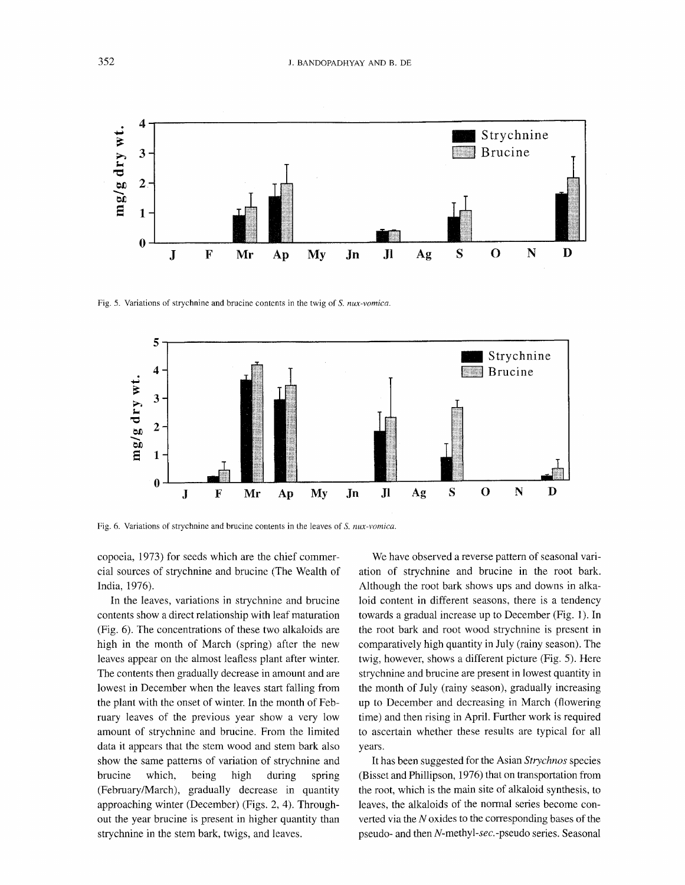Fig. 5. Variations of strychnine and brucine contents in the twig of *S. nux-vomica*.

Fig. 6. Variations of strychnine and brucine contents in the leaves of *S. nux-vomica*.

copoeia, 1973) for seeds which are the chief commercial sources of strychnine and brucine (The Wealth of India, 1976).

In the leaves, variations in strychnine and brucine contents show a direct relationship with leaf maturation (Fig. 6). The concentrations of these two alkaloids are high in the month of March (spring) after the new leaves appear on the almost leafless plant after winter. The contents then gradually decrease in amount and are lowest in December when the leaves start falling from the plant with the onset of winter. In the month of February leaves of the previous year show a very low amount of strychnine and brucine. From the limited data it appears that the stem wood and stem bark also show the same patterns of variation of strychnine and brucine which, being high during spring (February/March), gradually decrease in quantity approaching winter (December) (Figs. 2, 4). Throughout the year brucine is present in higher quantity than strychnine in the stem bark, twigs, and leaves.

We have observed a reverse pattern of seasonal variation of strychnine and brucine in the root bark. Although the root bark shows ups and downs in alkaloid content in different seasons, there is a tendency towards a gradual increase up to December (Fig. 1). In the root bark and root wood strychnine is present in comparatively high quantity in July (rainy season). The twig, however, shows a different picture (Fig. 5). Here strychnine and brucine are present in lowest quantity in the month of July (rainy season), gradually increasing up to December and decreasing in March (flowering time) and then rising in April. Further work is required to ascertain whether these results are typical for all years.

It has been suggested for the Asian *Strychnos* species (Bisset and Phillipson, 1976) that on transportation from the root, which is the main site of alkaloid synthesis, to leaves, the alkaloids of the normal series become converted via the *N* oxides to the corresponding bases of the pseudo- and then *N*-methyl-*sec.*-pseudo series. Seasonal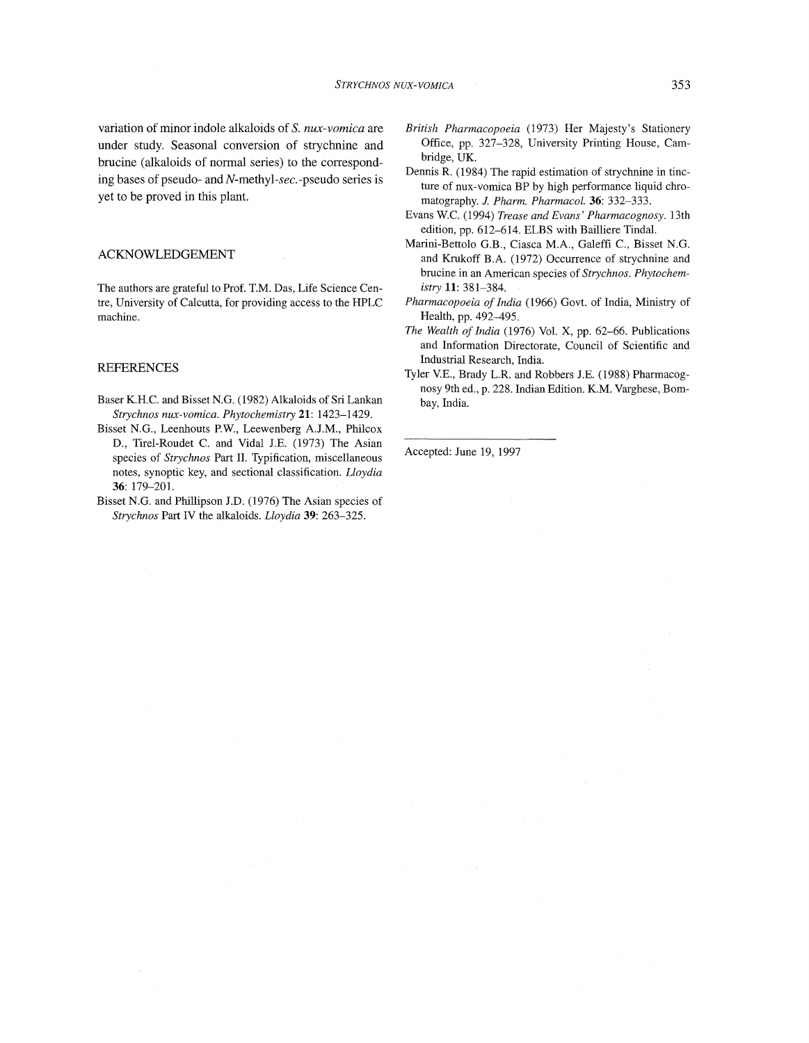variation of minor indole alkaloids of *S. nux-vomica* are under study. Seasonal conversion of strychnine and brucine (alkaloids of normal series) to the corresponding bases of pseudo- and *N*-methyl-*sec.*-pseudo series is yet to be proved in this plant.

## ACKNOWLEDGEMENT

The authors are grateful to Prof. T.M. Das, Life Science Centre, University of Calcutta, for providing access to the HPLC machine.

## REFERENCES

Baser K.H.C. and Bisset N.G. (1982) Alkaloids of Sri Lankan *Strychnos nux-vomica*. *Phytochemistry* **21**: 1423–1429.

Bisset N.G., Leenhouts P.W., Leewenberg A.J.M., Philcox D., Tirel-Roudet C. and Vidal J.E. (1973) The Asian species of *Strychnos* Part II. Typification, miscellaneous notes, synoptic key, and sectional classification. *Lloydia* **36**: 179–201.

Bisset N.G. and Phillipson J.D. (1976) The Asian species of *Strychnos* Part IV the alkaloids. *Lloydia* **39**: 263–325.

*British Pharmacopoeia* (1973) Her Majesty's Stationery Office, pp. 327–328, University Printing House, Cambridge, UK.

Dennis R. (1984) The rapid estimation of strychnine in tincture of nux-vomica BP by high performance liquid chromatography. *J. Pharm. Pharmacol.* **36**: 332–333.

Evans W.C. (1994) *Trease and Evans' Pharmacognosy*. 13th edition, pp. 612–614. ELBS with Bailliere Tindal.

Marini-Bettolo G.B., Ciasca M.A., Galeffi C., Bisset N.G. and Krukoff B.A. (1972) Occurrence of strychnine and brucine in an American species of *Strychnos*. *Phytochemistry* **11**: 381–384.

*Pharmacopoeia of India* (1966) Govt. of India, Ministry of Health, pp. 492–495.

*The Wealth of India* (1976) Vol. X, pp. 62–66. Publications and Information Directorate, Council of Scientific and Industrial Research, India.

Tyler V.E., Brady L.R. and Robbers J.E. (1988) Pharmacognosy 9th ed., p. 228. Indian Edition. K.M. Varghese, Bombay, India.

---

Accepted: June 19, 1997